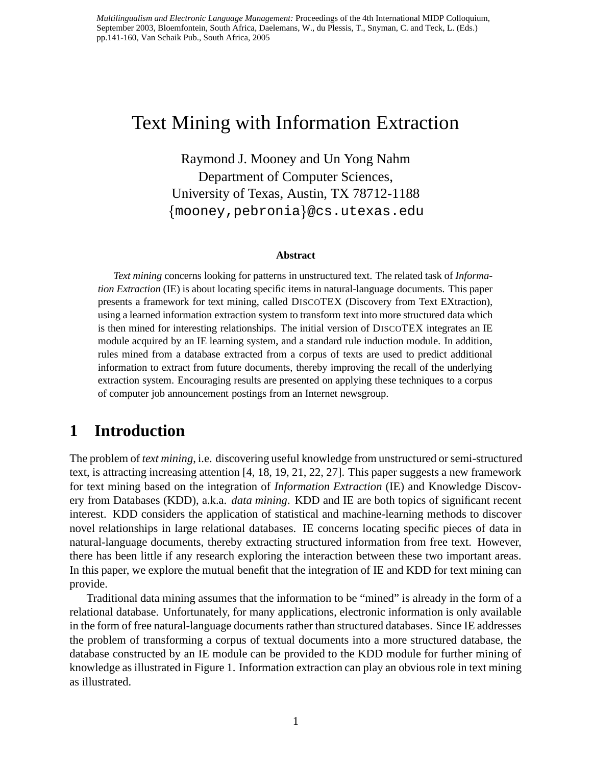*Multilingualism and Electronic Language Management:* Proceedings of the 4th International MIDP Colloquium, September 2003, Bloemfontein, South Africa, Daelemans, W., du Plessis, T., Snyman, C. and Teck, L. (Eds.) pp.141-160, Van Schaik Pub., South Africa, 2005

# Text Mining with Information Extraction

Raymond J. Mooney and Un Yong Nahm
Department of Computer Sciences,
University of Texas, Austin, TX 78712-1188
{mooney,pebronia}@cs.utexas.edu

**Abstract**

*Text mining* concerns looking for patterns in unstructured text. The related task of *Information Extraction* (IE) is about locating specific items in natural-language documents. This paper presents a framework for text mining, called DISCOTEX (Discovery from Text EXtraction), using a learned information extraction system to transform text into more structured data which is then mined for interesting relationships. The initial version of DISCOTEX integrates an IE module acquired by an IE learning system, and a standard rule induction module. In addition, rules mined from a database extracted from a corpus of texts are used to predict additional information to extract from future documents, thereby improving the recall of the underlying extraction system. Encouraging results are presented on applying these techniques to a corpus of computer job announcement postings from an Internet newsgroup.

## 1 Introduction

The problem of *text mining*, i.e. discovering useful knowledge from unstructured or semi-structured text, is attracting increasing attention [4, 18, 19, 21, 22, 27]. This paper suggests a new framework for text mining based on the integration of *Information Extraction* (IE) and Knowledge Discovery from Databases (KDD), a.k.a. *data mining*. KDD and IE are both topics of significant recent interest. KDD considers the application of statistical and machine-learning methods to discover novel relationships in large relational databases. IE concerns locating specific pieces of data in natural-language documents, thereby extracting structured information from free text. However, there has been little if any research exploring the interaction between these two important areas. In this paper, we explore the mutual benefit that the integration of IE and KDD for text mining can provide.

Traditional data mining assumes that the information to be "mined" is already in the form of a relational database. Unfortunately, for many applications, electronic information is only available in the form of free natural-language documents rather than structured databases. Since IE addresses the problem of transforming a corpus of textual documents into a more structured database, the database constructed by an IE module can be provided to the KDD module for further mining of knowledge as illustrated in Figure 1. Information extraction can play an obvious role in text mining as illustrated.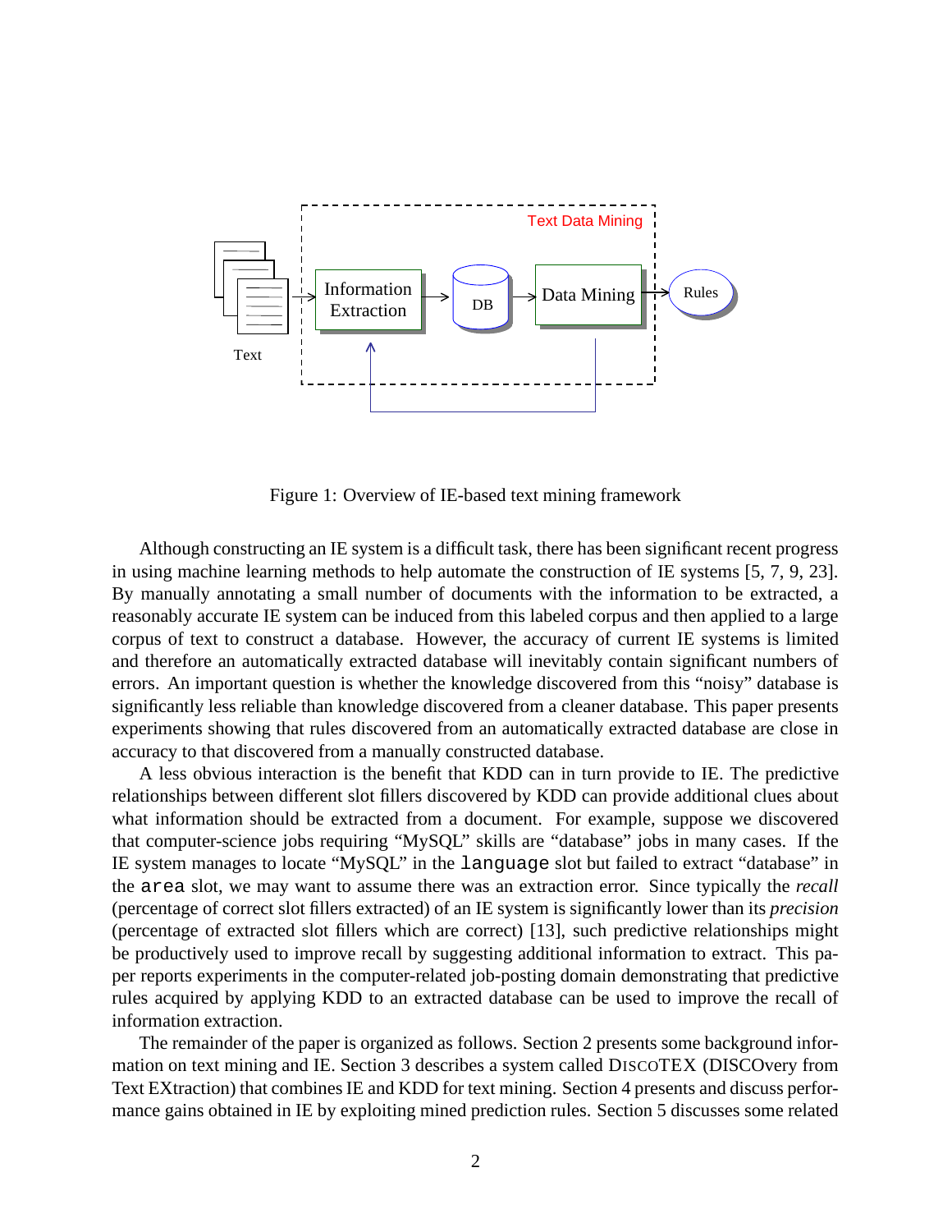Figure 1: Overview of IE-based text mining framework

Although constructing an IE system is a difficult task, there has been significant recent progress in using machine learning methods to help automate the construction of IE systems [5, 7, 9, 23]. By manually annotating a small number of documents with the information to be extracted, a reasonably accurate IE system can be induced from this labeled corpus and then applied to a large corpus of text to construct a database. However, the accuracy of current IE systems is limited and therefore an automatically extracted database will inevitably contain significant numbers of errors. An important question is whether the knowledge discovered from this "noisy" database is significantly less reliable than knowledge discovered from a cleaner database. This paper presents experiments showing that rules discovered from an automatically extracted database are close in accuracy to that discovered from a manually constructed database.

A less obvious interaction is the benefit that KDD can in turn provide to IE. The predictive relationships between different slot fillers discovered by KDD can provide additional clues about what information should be extracted from a document. For example, suppose we discovered that computer-science jobs requiring "MySQL" skills are "database" jobs in many cases. If the IE system manages to locate "MySQL" in the `language` slot but failed to extract "database" in the `area` slot, we may want to assume there was an extraction error. Since typically the *recall* (percentage of correct slot fillers extracted) of an IE system is significantly lower than its *precision* (percentage of extracted slot fillers which are correct) [13], such predictive relationships might be productively used to improve recall by suggesting additional information to extract. This paper reports experiments in the computer-related job-posting domain demonstrating that predictive rules acquired by applying KDD to an extracted database can be used to improve the recall of information extraction.

The remainder of the paper is organized as follows. Section 2 presents some background information on text mining and IE. Section 3 describes a system called DiscoTEX (DISCOvery from Text EXtraction) that combines IE and KDD for text mining. Section 4 presents and discuss performance gains obtained in IE by exploiting mined prediction rules. Section 5 discusses some related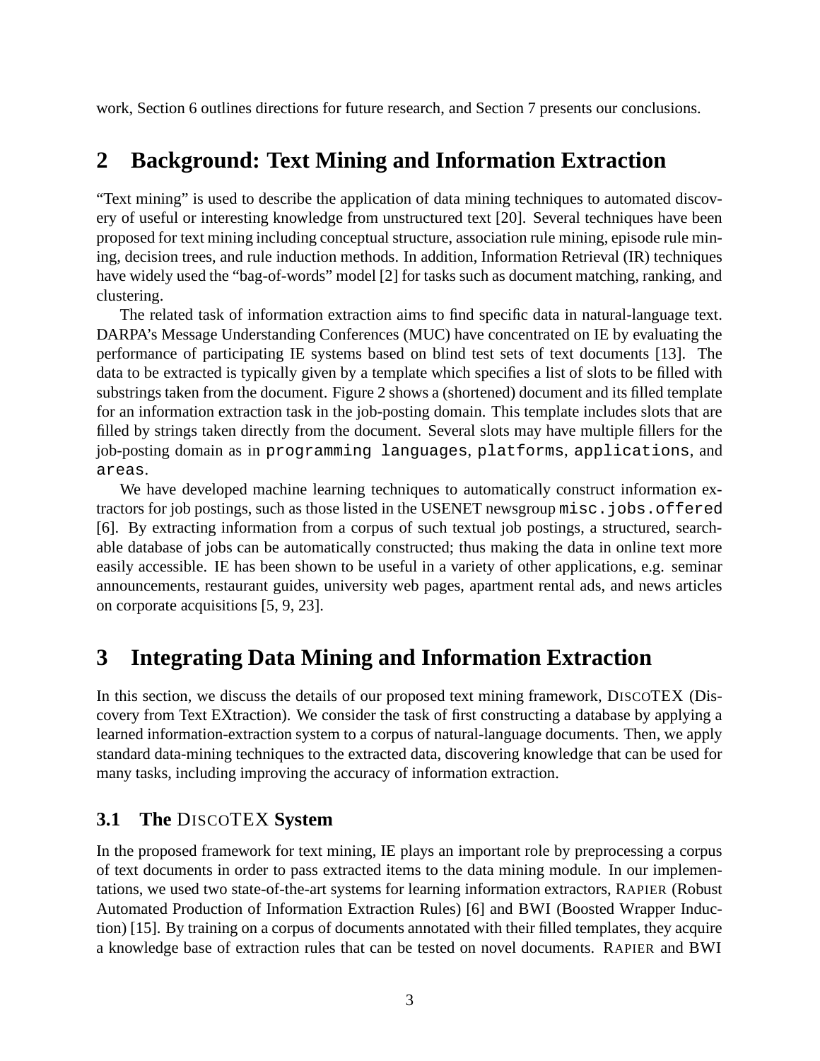work, Section 6 outlines directions for future research, and Section 7 presents our conclusions.

## 2 Background: Text Mining and Information Extraction

"Text mining" is used to describe the application of data mining techniques to automated discovery of useful or interesting knowledge from unstructured text [20]. Several techniques have been proposed for text mining including conceptual structure, association rule mining, episode rule mining, decision trees, and rule induction methods. In addition, Information Retrieval (IR) techniques have widely used the "bag-of-words" model [2] for tasks such as document matching, ranking, and clustering.

The related task of information extraction aims to find specific data in natural-language text. DARPA's Message Understanding Conferences (MUC) have concentrated on IE by evaluating the performance of participating IE systems based on blind test sets of text documents [13]. The data to be extracted is typically given by a template which specifies a list of slots to be filled with substrings taken from the document. Figure 2 shows a (shortened) document and its filled template for an information extraction task in the job-posting domain. This template includes slots that are filled by strings taken directly from the document. Several slots may have multiple fillers for the job-posting domain as in `programming languages`, `platforms`, `applications`, and `areas`.

We have developed machine learning techniques to automatically construct information extractors for job postings, such as those listed in the USENET newsgroup `misc.jobs.offered` [6]. By extracting information from a corpus of such textual job postings, a structured, searchable database of jobs can be automatically constructed; thus making the data in online text more easily accessible. IE has been shown to be useful in a variety of other applications, e.g. seminar announcements, restaurant guides, university web pages, apartment rental ads, and news articles on corporate acquisitions [5, 9, 23].

## 3 Integrating Data Mining and Information Extraction

In this section, we discuss the details of our proposed text mining framework, DISCOTEX (Discovery from Text EXtraction). We consider the task of first constructing a database by applying a learned information-extraction system to a corpus of natural-language documents. Then, we apply standard data-mining techniques to the extracted data, discovering knowledge that can be used for many tasks, including improving the accuracy of information extraction.

### 3.1 The DISCOTEX System

In the proposed framework for text mining, IE plays an important role by preprocessing a corpus of text documents in order to pass extracted items to the data mining module. In our implementations, we used two state-of-the-art systems for learning information extractors, RAPIER (Robust Automated Production of Information Extraction Rules) [6] and BWI (Boosted Wrapper Induction) [15]. By training on a corpus of documents annotated with their filled templates, they acquire a knowledge base of extraction rules that can be tested on novel documents. RAPIER and BWI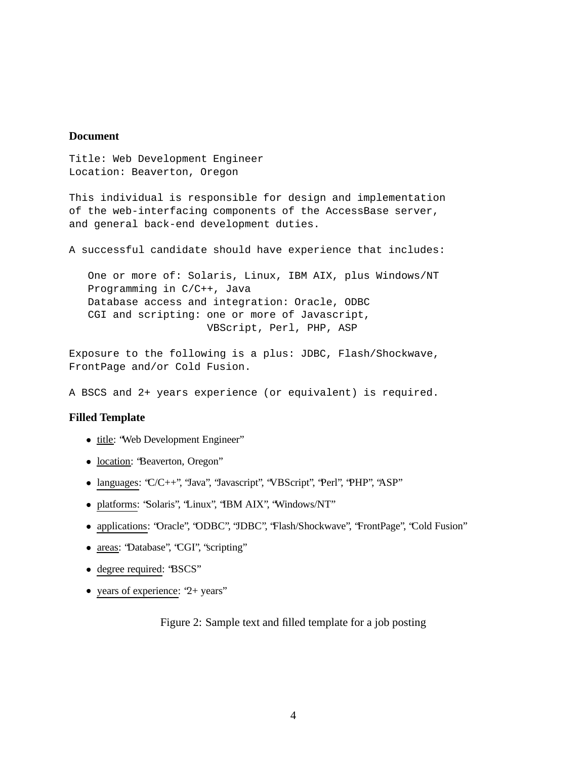**Document**

```
Title: Web Development Engineer
Location: Beaverton, Oregon

This individual is responsible for design and implementation
of the web-interfacing components of the AccessBase server,
and general back-end development duties.

A successful candidate should have experience that includes:

   One or more of: Solaris, Linux, IBM AIX, plus Windows/NT
   Programming in C/C++, Java
   Database access and integration: Oracle, ODBC
   CGI and scripting: one or more of Javascript,
                      VBScript, Perl, PHP, ASP

Exposure to the following is a plus: JDBC, Flash/Shockwave,
FrontPage and/or Cold Fusion.

A BSCS and 2+ years experience (or equivalent) is required.
```

**Filled Template**

- title: "Web Development Engineer"
- location: "Beaverton, Oregon"
- languages: "C/C++", "Java", "Javascript", "VBScript", "Perl", "PHP", "ASP"
- platforms: "Solaris", "Linux", "IBM AIX", "Windows/NT"
- applications: "Oracle", "ODBC", "JDBC", "Flash/Shockwave", "FrontPage", "Cold Fusion"
- areas: "Database", "CGI", "scripting"
- degree required: "BSCS"
- years of experience: "2+ years"

Figure 2: Sample text and filled template for a job posting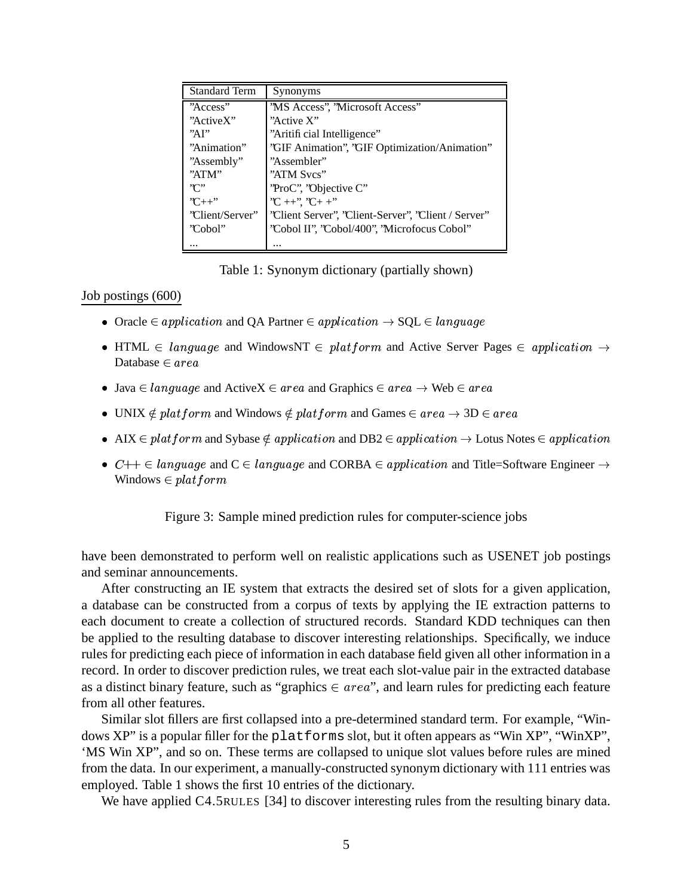| Standard Term | Synonyms |
|---|---|
| "Access" | "MS Access", "Microsoft Access" |
| "ActiveX" | "Active X" |
| "AI" | "Aritificial Intelligence" |
| "Animation" | "GIF Animation", "GIF Optimization/Animation" |
| "Assembly" | "Assembler" |
| "ATM" | "ATM Svcs" |
| "C" | "ProC", "Objective C" |
| "C++" | "C ++", "C+ +" |
| "Client/Server" | "Client Server", "Client-Server", "Client / Server" |
| "Cobol" | "Cobol II", "Cobol/400", "Microfocus Cobol" |
| ... | ... |

Table 1: Synonym dictionary (partially shown)

Job postings (600)

- Oracle $\in$ *application* and QA Partner $\in$ *application* $\rightarrow$ SQL $\in$ *language*
- HTML $\in$ *language* and WindowsNT $\in$ *platform* and Active Server Pages $\in$ *application* $\rightarrow$ Database $\in$ *area*
- Java $\in$ *language* and ActiveX $\in$ *area* and Graphics $\in$ *area* $\rightarrow$ Web $\in$ *area*
- UNIX $\notin$ *platform* and Windows $\notin$ *platform* and Games $\in$ *area* $\rightarrow$ 3D $\in$ *area*
- AIX $\in$ *platform* and Sybase $\notin$ *application* and DB2 $\in$ *application* $\rightarrow$ Lotus Notes $\in$ *application*
- C++ $\in$ *language* and C $\in$ *language* and CORBA $\in$ *application* and Title=Software Engineer $\rightarrow$ Windows $\in$ *platform*

Figure 3: Sample mined prediction rules for computer-science jobs

have been demonstrated to perform well on realistic applications such as USENET job postings and seminar announcements.

After constructing an IE system that extracts the desired set of slots for a given application, a database can be constructed from a corpus of texts by applying the IE extraction patterns to each document to create a collection of structured records. Standard KDD techniques can then be applied to the resulting database to discover interesting relationships. Specifically, we induce rules for predicting each piece of information in each database field given all other information in a record. In order to discover prediction rules, we treat each slot-value pair in the extracted database as a distinct binary feature, such as "graphics $\in$ *area*", and learn rules for predicting each feature from all other features.

Similar slot fillers are first collapsed into a pre-determined standard term. For example, "Windows XP" is a popular filler for the `platforms` slot, but it often appears as "Win XP", "WinXP", 'MS Win XP", and so on. These terms are collapsed to unique slot values before rules are mined from the data. In our experiment, a manually-constructed synonym dictionary with 111 entries was employed. Table 1 shows the first 10 entries of the dictionary.

We have applied C4.5RULES [34] to discover interesting rules from the resulting binary data.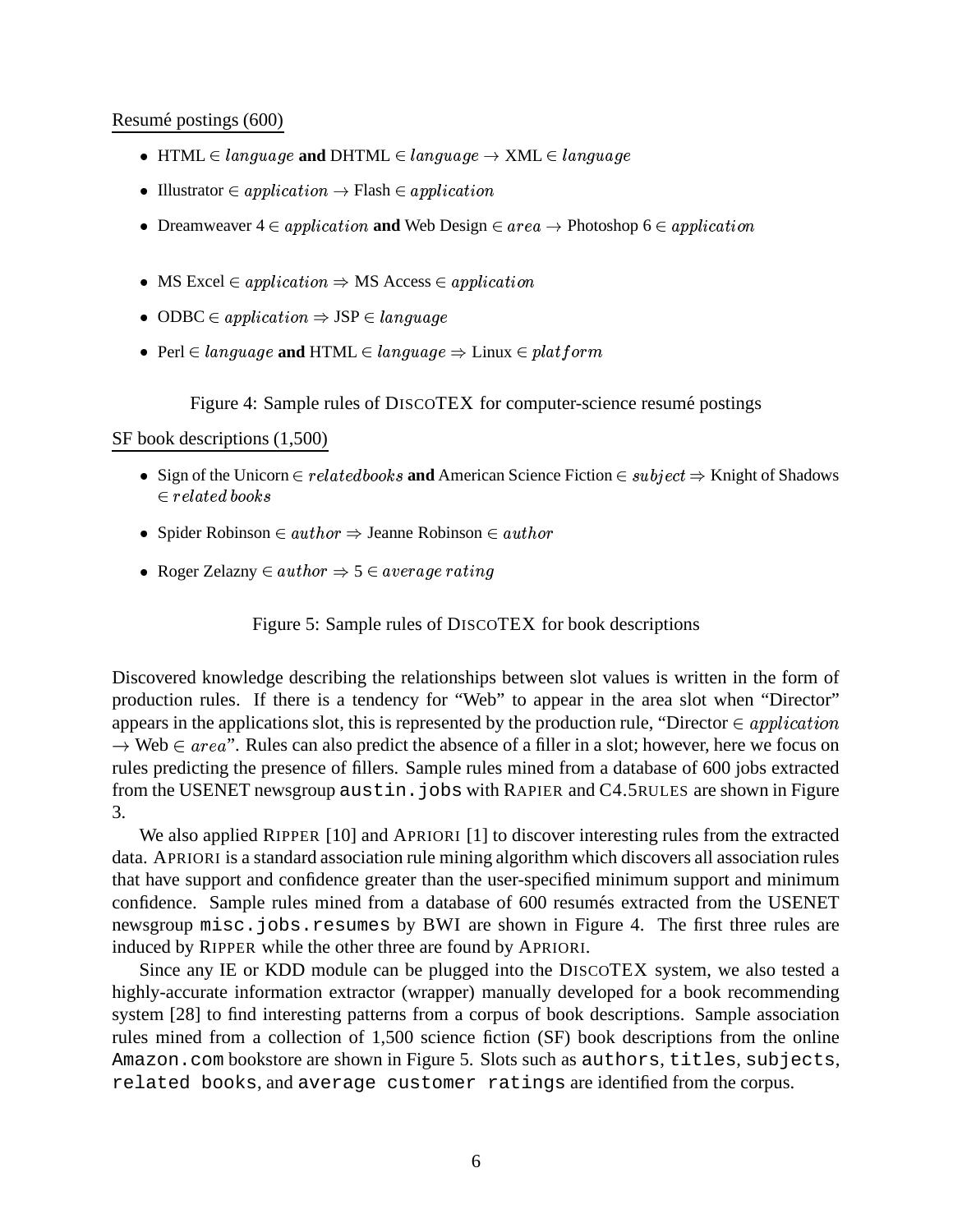Resumé postings (600)

- HTML $\in$ *language* **and** DHTML $\in$ *language* $\rightarrow$ XML $\in$ *language*
- Illustrator $\in$ *application* $\rightarrow$ Flash $\in$ *application*
- Dreamweaver 4 $\in$ *application* **and** Web Design $\in$ *area* $\rightarrow$ Photoshop 6 $\in$ *application*

- MS Excel $\in$ *application* $\Rightarrow$ MS Access $\in$ *application*
- ODBC $\in$ *application* $\Rightarrow$ JSP $\in$ *language*
- Perl $\in$ *language* **and** HTML $\in$ *language* $\Rightarrow$ Linux $\in$ *platform*

Figure 4: Sample rules of DISCOTEX for computer-science resumé postings

SF book descriptions (1,500)

- Sign of the Unicorn $\in$ *relatedbooks* **and** American Science Fiction $\in$ *subject* $\Rightarrow$ Knight of Shadows $\in$ *related books*
- Spider Robinson $\in$ *author* $\Rightarrow$ Jeanne Robinson $\in$ *author*
- Roger Zelazny $\in$ *author* $\Rightarrow$ 5 $\in$ *average rating*

Figure 5: Sample rules of DISCOTEX for book descriptions

Discovered knowledge describing the relationships between slot values is written in the form of production rules. If there is a tendency for "Web" to appear in the area slot when "Director" appears in the applications slot, this is represented by the production rule, "Director $\in$ *application* $\rightarrow$ Web $\in$ *area*". Rules can also predict the absence of a filler in a slot; however, here we focus on rules predicting the presence of fillers. Sample rules mined from a database of 600 jobs extracted from the USENET newsgroup `austin.jobs` with RAPIER and C4.5RULES are shown in Figure 3.

We also applied RIPPER [10] and APRIORI [1] to discover interesting rules from the extracted data. APRIORI is a standard association rule mining algorithm which discovers all association rules that have support and confidence greater than the user-specified minimum support and minimum confidence. Sample rules mined from a database of 600 resumés extracted from the USENET newsgroup `misc.jobs.resumes` by BWI are shown in Figure 4. The first three rules are induced by RIPPER while the other three are found by APRIORI.

Since any IE or KDD module can be plugged into the DISCOTEX system, we also tested a highly-accurate information extractor (wrapper) manually developed for a book recommending system [28] to find interesting patterns from a corpus of book descriptions. Sample association rules mined from a collection of 1,500 science fiction (SF) book descriptions from the online `Amazon.com` bookstore are shown in Figure 5. Slots such as `authors`, `titles`, `subjects`, `related books`, and `average customer ratings` are identified from the corpus.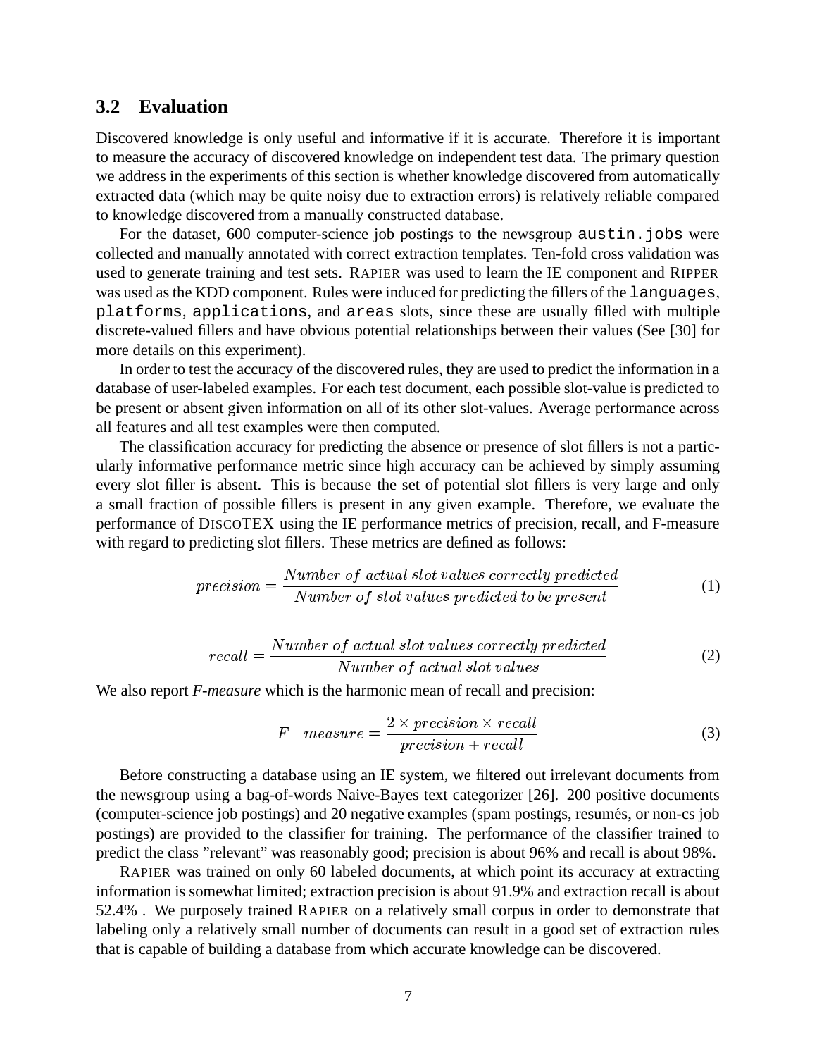### 3.2 Evaluation

Discovered knowledge is only useful and informative if it is accurate. Therefore it is important to measure the accuracy of discovered knowledge on independent test data. The primary question we address in the experiments of this section is whether knowledge discovered from automatically extracted data (which may be quite noisy due to extraction errors) is relatively reliable compared to knowledge discovered from a manually constructed database.

For the dataset, 600 computer-science job postings to the newsgroup `austin.jobs` were collected and manually annotated with correct extraction templates. Ten-fold cross validation was used to generate training and test sets. RAPIER was used to learn the IE component and RIPPER was used as the KDD component. Rules were induced for predicting the fillers of the `languages`, `platforms`, `applications`, and `areas` slots, since these are usually filled with multiple discrete-valued fillers and have obvious potential relationships between their values (See [30] for more details on this experiment).

In order to test the accuracy of the discovered rules, they are used to predict the information in a database of user-labeled examples. For each test document, each possible slot-value is predicted to be present or absent given information on all of its other slot-values. Average performance across all features and all test examples were then computed.

The classification accuracy for predicting the absence or presence of slot fillers is not a particularly informative performance metric since high accuracy can be achieved by simply assuming every slot filler is absent. This is because the set of potential slot fillers is very large and only a small fraction of possible fillers is present in any given example. Therefore, we evaluate the performance of DISCOTEX using the IE performance metrics of precision, recall, and F-measure with regard to predicting slot fillers. These metrics are defined as follows:

$$precision = \frac{Number\ of\ actual\ slot\ values\ correctly\ predicted}{Number\ of\ slot\ values\ predicted\ to\ be\ present} \tag{1}$$

$$recall = \frac{Number\ of\ actual\ slot\ values\ correctly\ predicted}{Number\ of\ actual\ slot\ values} \tag{2}$$

We also report *F-measure* which is the harmonic mean of recall and precision:

$$F\!-\!measure = \frac{2 \times precision \times recall}{precision + recall} \tag{3}$$

Before constructing a database using an IE system, we filtered out irrelevant documents from the newsgroup using a bag-of-words Naive-Bayes text categorizer [26]. 200 positive documents (computer-science job postings) and 20 negative examples (spam postings, resumés, or non-cs job postings) are provided to the classifier for training. The performance of the classifier trained to predict the class "relevant" was reasonably good; precision is about 96% and recall is about 98%.

RAPIER was trained on only 60 labeled documents, at which point its accuracy at extracting information is somewhat limited; extraction precision is about 91.9% and extraction recall is about 52.4% . We purposely trained RAPIER on a relatively small corpus in order to demonstrate that labeling only a relatively small number of documents can result in a good set of extraction rules that is capable of building a database from which accurate knowledge can be discovered.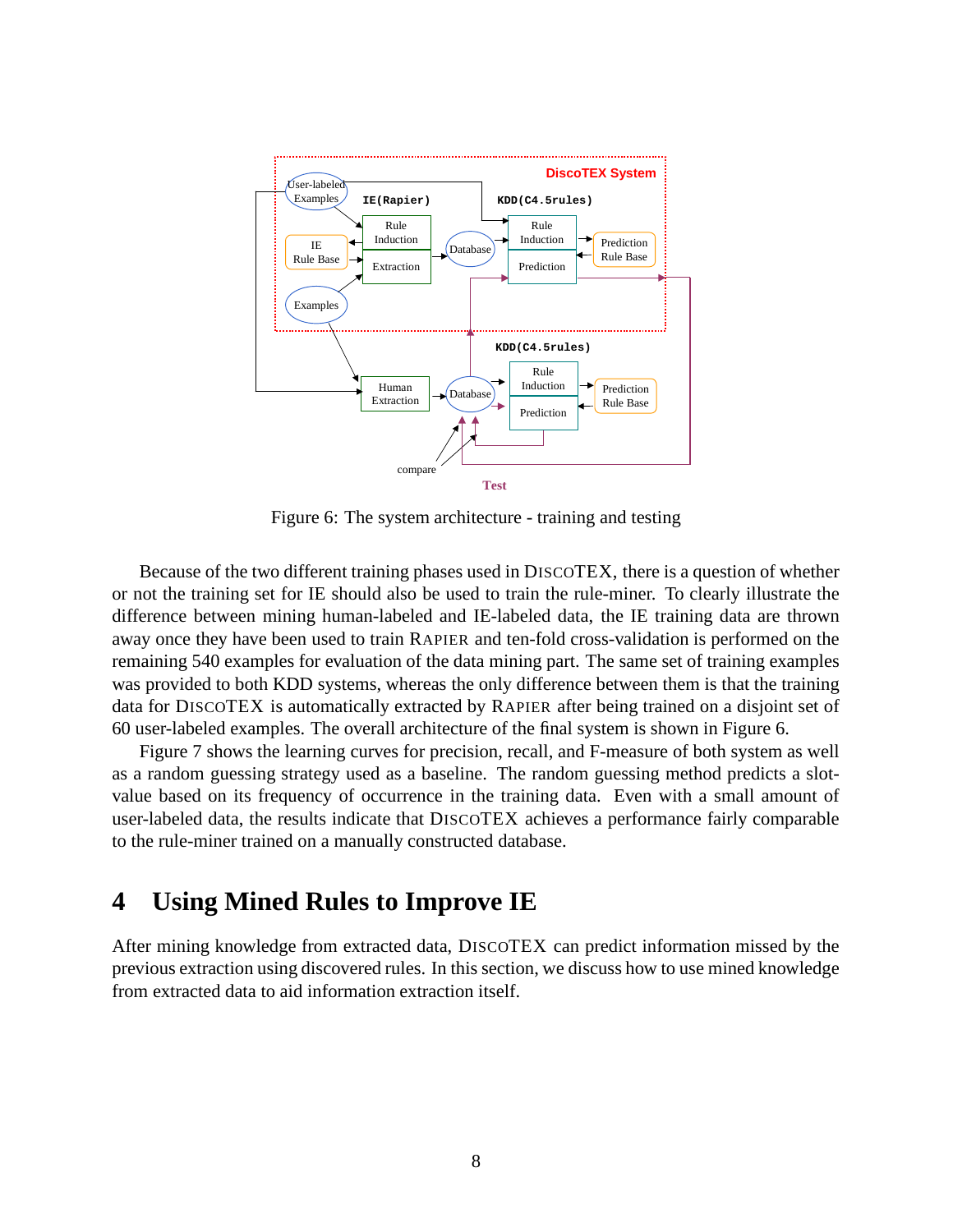Figure 6: The system architecture - training and testing

Because of the two different training phases used in DISCOTEX, there is a question of whether or not the training set for IE should also be used to train the rule-miner. To clearly illustrate the difference between mining human-labeled and IE-labeled data, the IE training data are thrown away once they have been used to train RAPIER and ten-fold cross-validation is performed on the remaining 540 examples for evaluation of the data mining part. The same set of training examples was provided to both KDD systems, whereas the only difference between them is that the training data for DISCOTEX is automatically extracted by RAPIER after being trained on a disjoint set of 60 user-labeled examples. The overall architecture of the final system is shown in Figure 6.

Figure 7 shows the learning curves for precision, recall, and F-measure of both system as well as a random guessing strategy used as a baseline. The random guessing method predicts a slot-value based on its frequency of occurrence in the training data. Even with a small amount of user-labeled data, the results indicate that DISCOTEX achieves a performance fairly comparable to the rule-miner trained on a manually constructed database.

# 4 Using Mined Rules to Improve IE

After mining knowledge from extracted data, DISCOTEX can predict information missed by the previous extraction using discovered rules. In this section, we discuss how to use mined knowledge from extracted data to aid information extraction itself.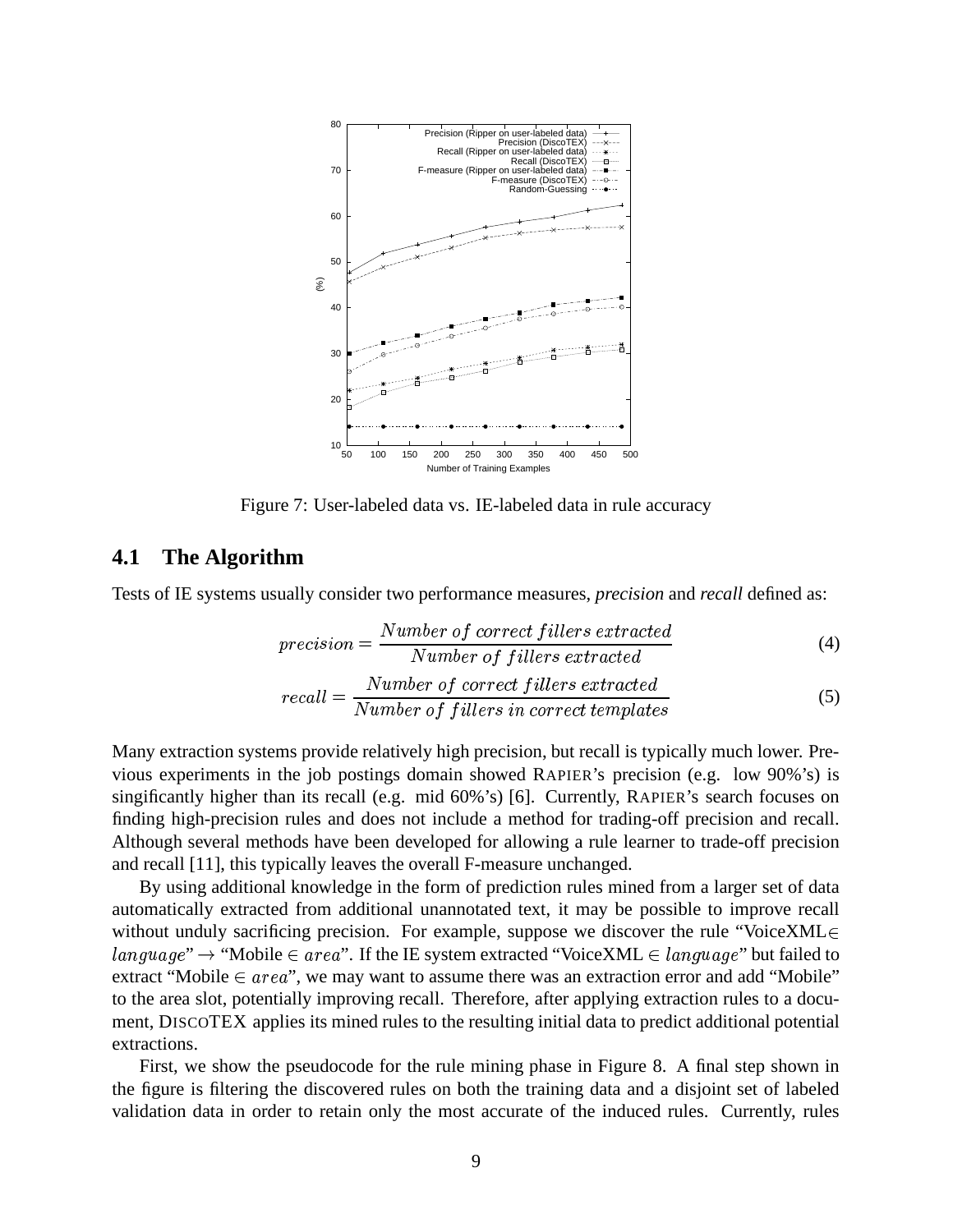Figure 7: User-labeled data vs. IE-labeled data in rule accuracy

## 4.1 The Algorithm

Tests of IE systems usually consider two performance measures, *precision* and *recall* defined as:

$$precision = \frac{Number\ of\ correct\ fillers\ extracted}{Number\ of\ fillers\ extracted} \tag{4}$$

$$recall = \frac{Number\ of\ correct\ fillers\ extracted}{Number\ of\ fillers\ in\ correct\ templates} \tag{5}$$

Many extraction systems provide relatively high precision, but recall is typically much lower. Previous experiments in the job postings domain showed RAPIER's precision (e.g. low 90%'s) is singificantly higher than its recall (e.g. mid 60%'s) [6]. Currently, RAPIER's search focuses on finding high-precision rules and does not include a method for trading-off precision and recall. Although several methods have been developed for allowing a rule learner to trade-off precision and recall [11], this typically leaves the overall F-measure unchanged.

By using additional knowledge in the form of prediction rules mined from a larger set of data automatically extracted from additional unannotated text, it may be possible to improve recall without unduly sacrificing precision. For example, suppose we discover the rule "VoiceXML$\in$ $language$" $\rightarrow$ "Mobile $\in$ $area$". If the IE system extracted "VoiceXML $\in$ $language$" but failed to extract "Mobile $\in$ $area$", we may want to assume there was an extraction error and add "Mobile" to the area slot, potentially improving recall. Therefore, after applying extraction rules to a document, DISCOTEX applies its mined rules to the resulting initial data to predict additional potential extractions.

First, we show the pseudocode for the rule mining phase in Figure 8. A final step shown in the figure is filtering the discovered rules on both the training data and a disjoint set of labeled validation data in order to retain only the most accurate of the induced rules. Currently, rules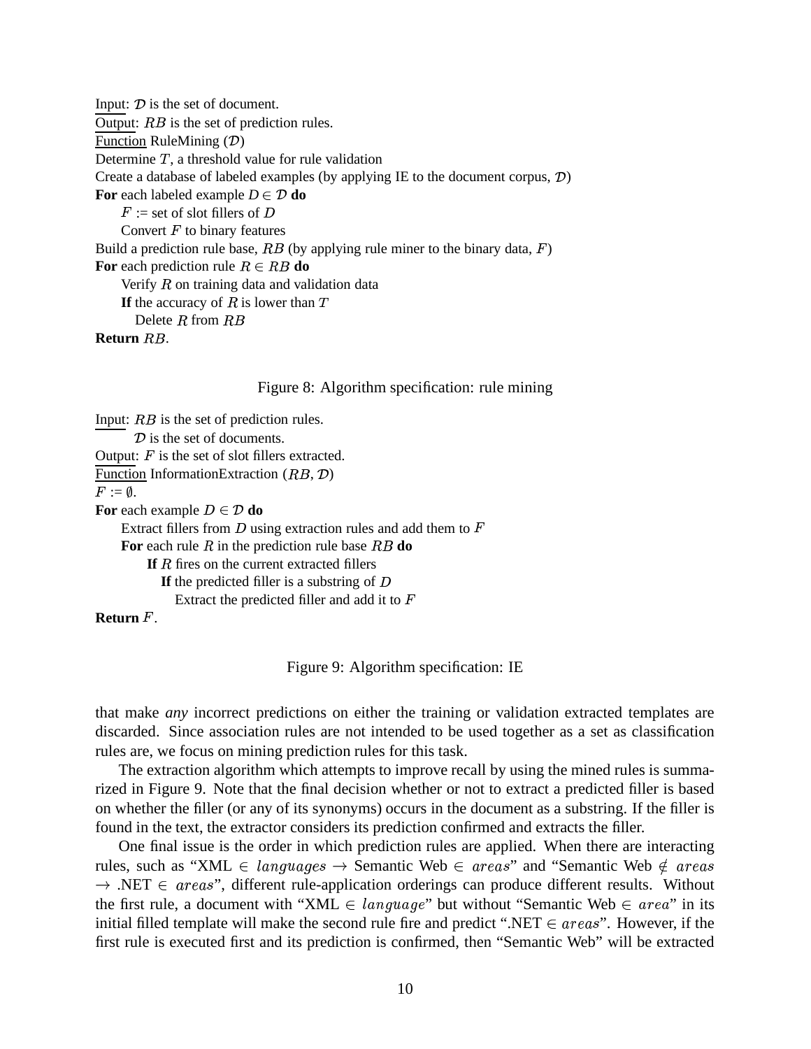Input: $\mathcal{D}$ is the set of document.
Output: $RB$ is the set of prediction rules.
Function RuleMining ($\mathcal{D}$)
Determine $T$, a threshold value for rule validation
Create a database of labeled examples (by applying IE to the document corpus, $\mathcal{D}$)
**For** each labeled example $D \in \mathcal{D}$ **do**
    $F$ := set of slot fillers of $D$
    Convert $F$ to binary features
Build a prediction rule base, $RB$ (by applying rule miner to the binary data, $F$)
**For** each prediction rule $R \in RB$ **do**
    Verify $R$ on training data and validation data
    **If** the accuracy of $R$ is lower than $T$
        Delete $R$ from $RB$
**Return** $RB$.

Figure 8: Algorithm specification: rule mining

Input: $RB$ is the set of prediction rules.
    $\mathcal{D}$ is the set of documents.
Output: $F$ is the set of slot fillers extracted.
Function InformationExtraction ($RB$, $\mathcal{D}$)
$F := \emptyset$.
**For** each example $D \in \mathcal{D}$ **do**
    Extract fillers from $D$ using extraction rules and add them to $F$
    **For** each rule $R$ in the prediction rule base $RB$ **do**
        **If** $R$ fires on the current extracted fillers
            **If** the predicted filler is a substring of $D$
                Extract the predicted filler and add it to $F$
**Return** $F$.

Figure 9: Algorithm specification: IE

that make *any* incorrect predictions on either the training or validation extracted templates are discarded. Since association rules are not intended to be used together as a set as classification rules are, we focus on mining prediction rules for this task.

The extraction algorithm which attempts to improve recall by using the mined rules is summarized in Figure 9. Note that the final decision whether or not to extract a predicted filler is based on whether the filler (or any of its synonyms) occurs in the document as a substring. If the filler is found in the text, the extractor considers its prediction confirmed and extracts the filler.

One final issue is the order in which prediction rules are applied. When there are interacting rules, such as "XML $\in$ $languages$ $\rightarrow$ Semantic Web $\in$ $areas$" and "Semantic Web $\notin$ $areas$ $\rightarrow$ .NET $\in$ $areas$", different rule-application orderings can produce different results. Without the first rule, a document with "XML $\in$ $language$" but without "Semantic Web $\in$ $area$" in its initial filled template will make the second rule fire and predict ".NET $\in$ $areas$". However, if the first rule is executed first and its prediction is confirmed, then "Semantic Web" will be extracted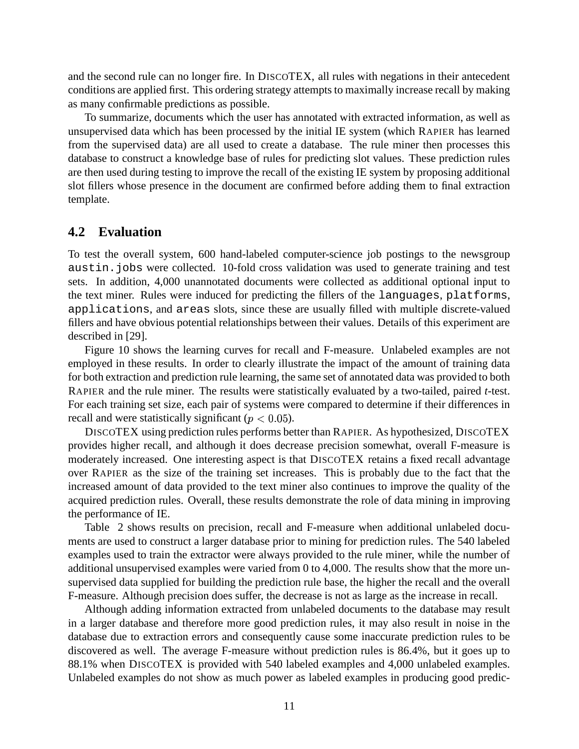and the second rule can no longer fire. In DISCOTEX, all rules with negations in their antecedent conditions are applied first. This ordering strategy attempts to maximally increase recall by making as many confirmable predictions as possible.

To summarize, documents which the user has annotated with extracted information, as well as unsupervised data which has been processed by the initial IE system (which RAPIER has learned from the supervised data) are all used to create a database. The rule miner then processes this database to construct a knowledge base of rules for predicting slot values. These prediction rules are then used during testing to improve the recall of the existing IE system by proposing additional slot fillers whose presence in the document are confirmed before adding them to final extraction template.

## 4.2 Evaluation

To test the overall system, 600 hand-labeled computer-science job postings to the newsgroup `austin.jobs` were collected. 10-fold cross validation was used to generate training and test sets. In addition, 4,000 unannotated documents were collected as additional optional input to the text miner. Rules were induced for predicting the fillers of the `languages`, `platforms`, `applications`, and `areas` slots, since these are usually filled with multiple discrete-valued fillers and have obvious potential relationships between their values. Details of this experiment are described in [29].

Figure 10 shows the learning curves for recall and F-measure. Unlabeled examples are not employed in these results. In order to clearly illustrate the impact of the amount of training data for both extraction and prediction rule learning, the same set of annotated data was provided to both RAPIER and the rule miner. The results were statistically evaluated by a two-tailed, paired *t*-test. For each training set size, each pair of systems were compared to determine if their differences in recall and were statistically significant ($p < 0.05$).

DISCOTEX using prediction rules performs better than RAPIER. As hypothesized, DISCOTEX provides higher recall, and although it does decrease precision somewhat, overall F-measure is moderately increased. One interesting aspect is that DISCOTEX retains a fixed recall advantage over RAPIER as the size of the training set increases. This is probably due to the fact that the increased amount of data provided to the text miner also continues to improve the quality of the acquired prediction rules. Overall, these results demonstrate the role of data mining in improving the performance of IE.

Table 2 shows results on precision, recall and F-measure when additional unlabeled documents are used to construct a larger database prior to mining for prediction rules. The 540 labeled examples used to train the extractor were always provided to the rule miner, while the number of additional unsupervised examples were varied from 0 to 4,000. The results show that the more unsupervised data supplied for building the prediction rule base, the higher the recall and the overall F-measure. Although precision does suffer, the decrease is not as large as the increase in recall.

Although adding information extracted from unlabeled documents to the database may result in a larger database and therefore more good prediction rules, it may also result in noise in the database due to extraction errors and consequently cause some inaccurate prediction rules to be discovered as well. The average F-measure without prediction rules is 86.4%, but it goes up to 88.1% when DISCOTEX is provided with 540 labeled examples and 4,000 unlabeled examples. Unlabeled examples do not show as much power as labeled examples in producing good predic-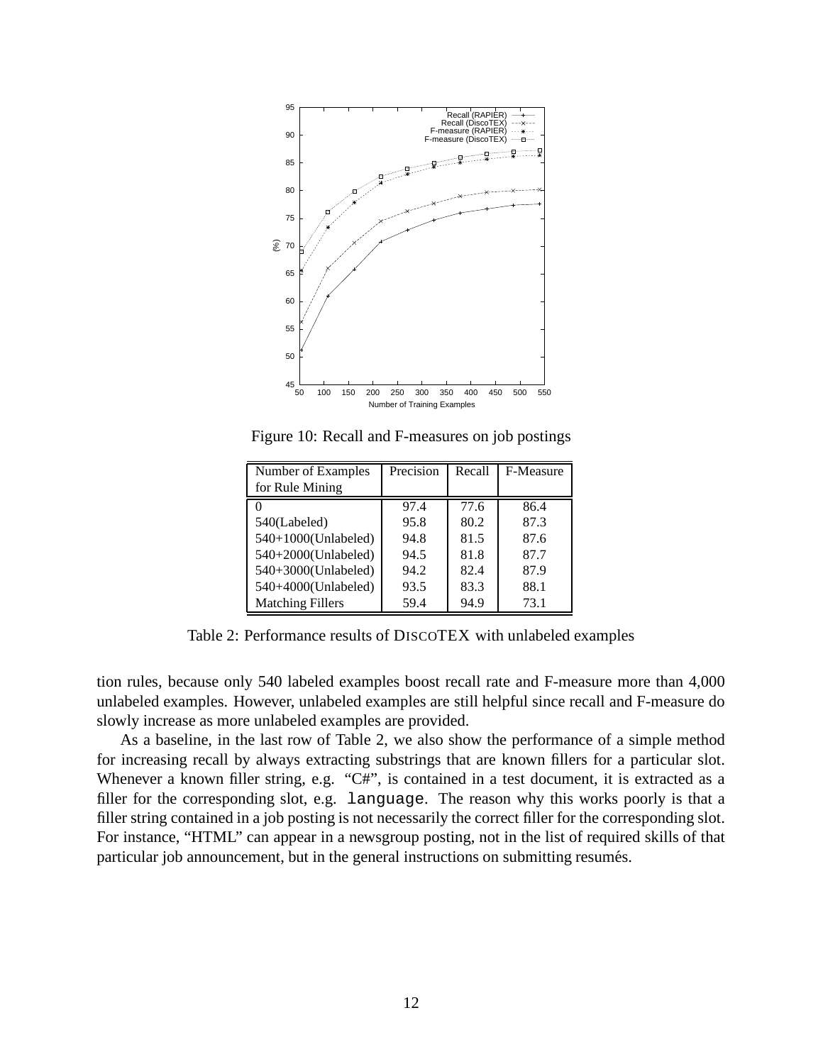Figure 10: Recall and F-measures on job postings

| Number of Examples for Rule Mining | Precision | Recall | F-Measure |
|---|---|---|---|
| 0 | 97.4 | 77.6 | 86.4 |
| 540(Labeled) | 95.8 | 80.2 | 87.3 |
| 540+1000(Unlabeled) | 94.8 | 81.5 | 87.6 |
| 540+2000(Unlabeled) | 94.5 | 81.8 | 87.7 |
| 540+3000(Unlabeled) | 94.2 | 82.4 | 87.9 |
| 540+4000(Unlabeled) | 93.5 | 83.3 | 88.1 |
| Matching Fillers | 59.4 | 94.9 | 73.1 |

Table 2: Performance results of DISCOTEX with unlabeled examples

tion rules, because only 540 labeled examples boost recall rate and F-measure more than 4,000 unlabeled examples. However, unlabeled examples are still helpful since recall and F-measure do slowly increase as more unlabeled examples are provided.

As a baseline, in the last row of Table 2, we also show the performance of a simple method for increasing recall by always extracting substrings that are known fillers for a particular slot. Whenever a known filler string, e.g. "C#", is contained in a test document, it is extracted as a filler for the corresponding slot, e.g. `language`. The reason why this works poorly is that a filler string contained in a job posting is not necessarily the correct filler for the corresponding slot. For instance, "HTML" can appear in a newsgroup posting, not in the list of required skills of that particular job announcement, but in the general instructions on submitting resumés.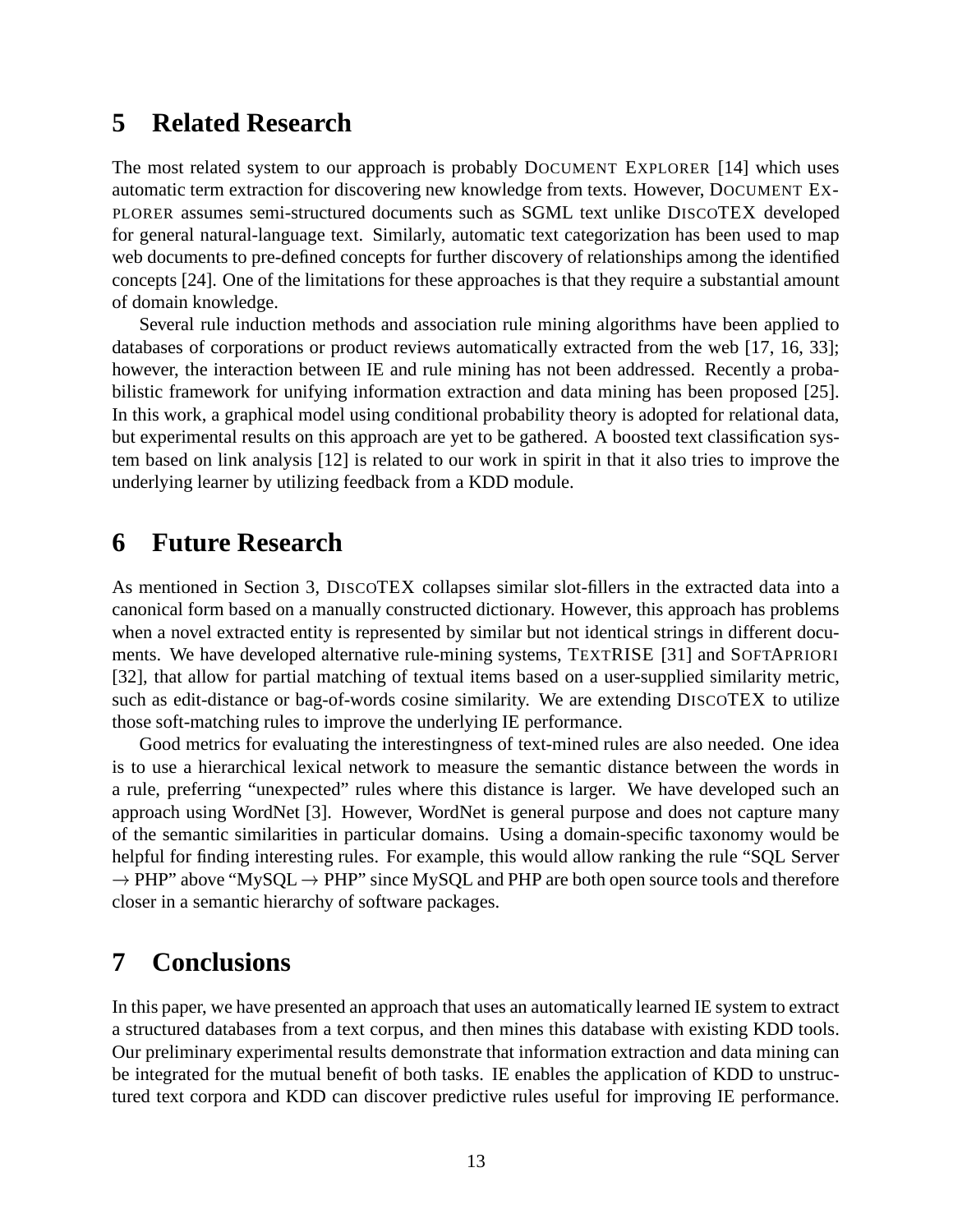## 5 Related Research

The most related system to our approach is probably DOCUMENT EXPLORER [14] which uses automatic term extraction for discovering new knowledge from texts. However, DOCUMENT EXPLORER assumes semi-structured documents such as SGML text unlike DISCOTEX developed for general natural-language text. Similarly, automatic text categorization has been used to map web documents to pre-defined concepts for further discovery of relationships among the identified concepts [24]. One of the limitations for these approaches is that they require a substantial amount of domain knowledge.

Several rule induction methods and association rule mining algorithms have been applied to databases of corporations or product reviews automatically extracted from the web [17, 16, 33]; however, the interaction between IE and rule mining has not been addressed. Recently a probabilistic framework for unifying information extraction and data mining has been proposed [25]. In this work, a graphical model using conditional probability theory is adopted for relational data, but experimental results on this approach are yet to be gathered. A boosted text classification system based on link analysis [12] is related to our work in spirit in that it also tries to improve the underlying learner by utilizing feedback from a KDD module.

## 6 Future Research

As mentioned in Section 3, DISCOTEX collapses similar slot-fillers in the extracted data into a canonical form based on a manually constructed dictionary. However, this approach has problems when a novel extracted entity is represented by similar but not identical strings in different documents. We have developed alternative rule-mining systems, TEXTRISE [31] and SOFTAPRIORI [32], that allow for partial matching of textual items based on a user-supplied similarity metric, such as edit-distance or bag-of-words cosine similarity. We are extending DISCOTEX to utilize those soft-matching rules to improve the underlying IE performance.

Good metrics for evaluating the interestingness of text-mined rules are also needed. One idea is to use a hierarchical lexical network to measure the semantic distance between the words in a rule, preferring "unexpected" rules where this distance is larger. We have developed such an approach using WordNet [3]. However, WordNet is general purpose and does not capture many of the semantic similarities in particular domains. Using a domain-specific taxonomy would be helpful for finding interesting rules. For example, this would allow ranking the rule "SQL Server → PHP" above "MySQL → PHP" since MySQL and PHP are both open source tools and therefore closer in a semantic hierarchy of software packages.

## 7 Conclusions

In this paper, we have presented an approach that uses an automatically learned IE system to extract a structured databases from a text corpus, and then mines this database with existing KDD tools. Our preliminary experimental results demonstrate that information extraction and data mining can be integrated for the mutual benefit of both tasks. IE enables the application of KDD to unstructured text corpora and KDD can discover predictive rules useful for improving IE performance.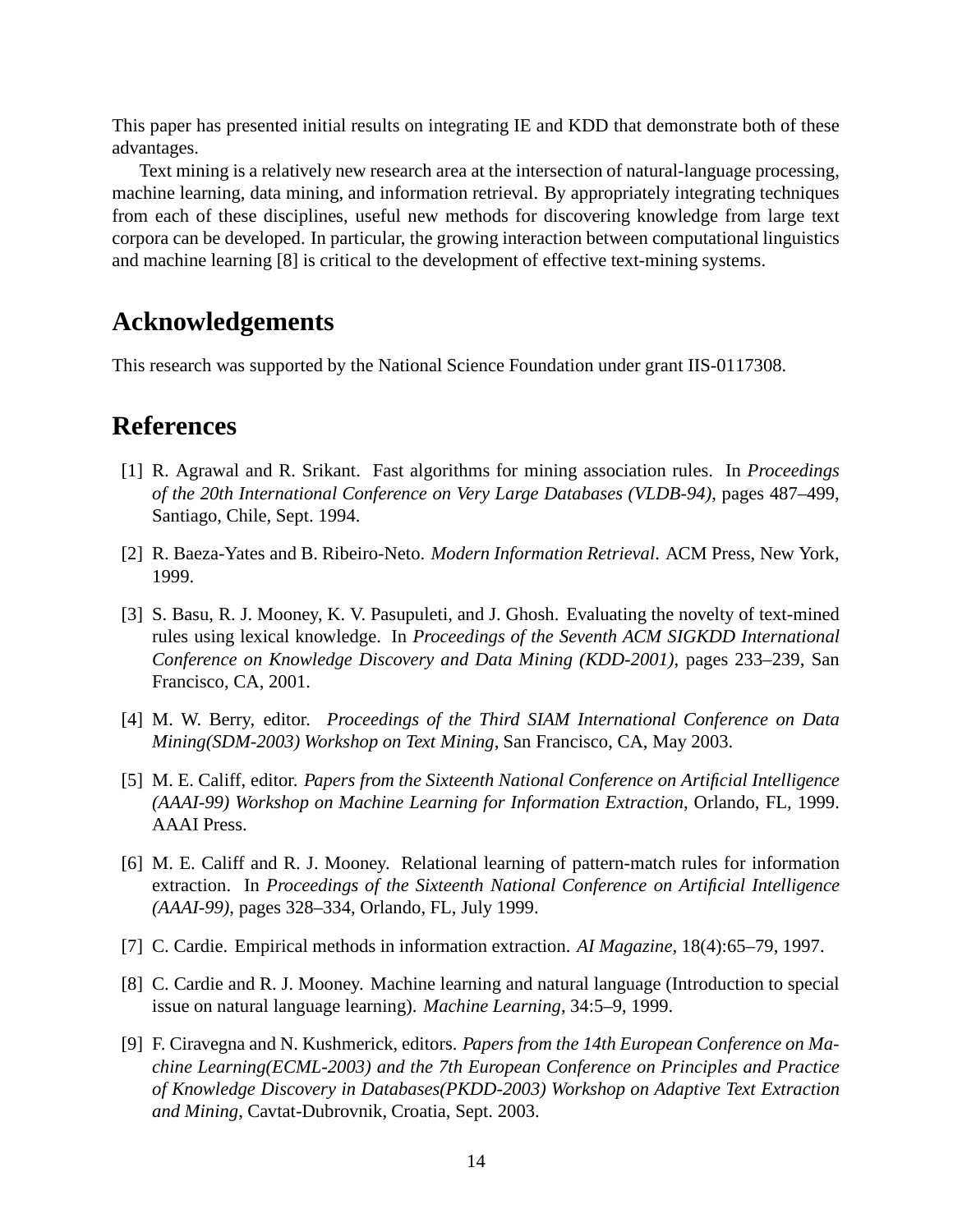This paper has presented initial results on integrating IE and KDD that demonstrate both of these advantages.

Text mining is a relatively new research area at the intersection of natural-language processing, machine learning, data mining, and information retrieval. By appropriately integrating techniques from each of these disciplines, useful new methods for discovering knowledge from large text corpora can be developed. In particular, the growing interaction between computational linguistics and machine learning [8] is critical to the development of effective text-mining systems.

## Acknowledgements

This research was supported by the National Science Foundation under grant IIS-0117308.

## References

[1] R. Agrawal and R. Srikant. Fast algorithms for mining association rules. In *Proceedings of the 20th International Conference on Very Large Databases (VLDB-94)*, pages 487–499, Santiago, Chile, Sept. 1994.

[2] R. Baeza-Yates and B. Ribeiro-Neto. *Modern Information Retrieval*. ACM Press, New York, 1999.

[3] S. Basu, R. J. Mooney, K. V. Pasupuleti, and J. Ghosh. Evaluating the novelty of text-mined rules using lexical knowledge. In *Proceedings of the Seventh ACM SIGKDD International Conference on Knowledge Discovery and Data Mining (KDD-2001)*, pages 233–239, San Francisco, CA, 2001.

[4] M. W. Berry, editor. *Proceedings of the Third SIAM International Conference on Data Mining(SDM-2003) Workshop on Text Mining*, San Francisco, CA, May 2003.

[5] M. E. Califf, editor. *Papers from the Sixteenth National Conference on Artificial Intelligence (AAAI-99) Workshop on Machine Learning for Information Extraction*, Orlando, FL, 1999. AAAI Press.

[6] M. E. Califf and R. J. Mooney. Relational learning of pattern-match rules for information extraction. In *Proceedings of the Sixteenth National Conference on Artificial Intelligence (AAAI-99)*, pages 328–334, Orlando, FL, July 1999.

[7] C. Cardie. Empirical methods in information extraction. *AI Magazine*, 18(4):65–79, 1997.

[8] C. Cardie and R. J. Mooney. Machine learning and natural language (Introduction to special issue on natural language learning). *Machine Learning*, 34:5–9, 1999.

[9] F. Ciravegna and N. Kushmerick, editors. *Papers from the 14th European Conference on Machine Learning(ECML-2003) and the 7th European Conference on Principles and Practice of Knowledge Discovery in Databases(PKDD-2003) Workshop on Adaptive Text Extraction and Mining*, Cavtat-Dubrovnik, Croatia, Sept. 2003.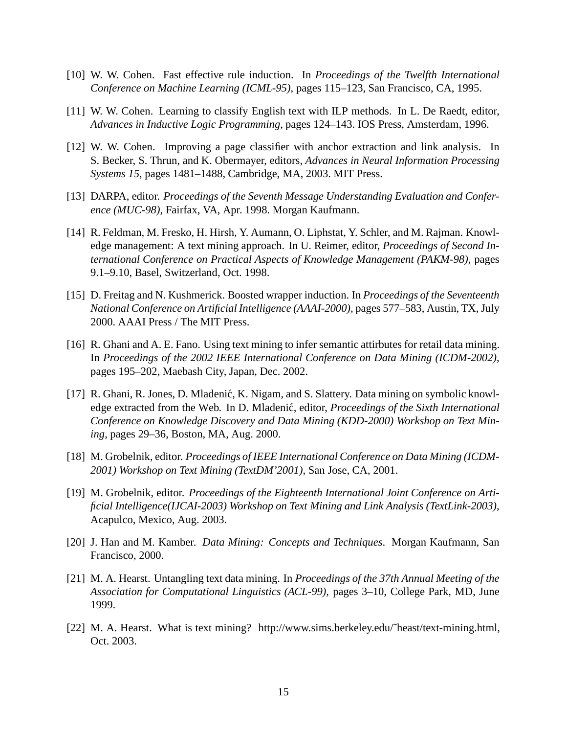[10] W. W. Cohen. Fast effective rule induction. In *Proceedings of the Twelfth International Conference on Machine Learning (ICML-95)*, pages 115–123, San Francisco, CA, 1995.

[11] W. W. Cohen. Learning to classify English text with ILP methods. In L. De Raedt, editor, *Advances in Inductive Logic Programming*, pages 124–143. IOS Press, Amsterdam, 1996.

[12] W. W. Cohen. Improving a page classifier with anchor extraction and link analysis. In S. Becker, S. Thrun, and K. Obermayer, editors, *Advances in Neural Information Processing Systems 15*, pages 1481–1488, Cambridge, MA, 2003. MIT Press.

[13] DARPA, editor. *Proceedings of the Seventh Message Understanding Evaluation and Conference (MUC-98)*, Fairfax, VA, Apr. 1998. Morgan Kaufmann.

[14] R. Feldman, M. Fresko, H. Hirsh, Y. Aumann, O. Liphstat, Y. Schler, and M. Rajman. Knowledge management: A text mining approach. In U. Reimer, editor, *Proceedings of Second International Conference on Practical Aspects of Knowledge Management (PAKM-98)*, pages 9.1–9.10, Basel, Switzerland, Oct. 1998.

[15] D. Freitag and N. Kushmerick. Boosted wrapper induction. In *Proceedings of the Seventeenth National Conference on Artificial Intelligence (AAAI-2000)*, pages 577–583, Austin, TX, July 2000. AAAI Press / The MIT Press.

[16] R. Ghani and A. E. Fano. Using text mining to infer semantic attirbutes for retail data mining. In *Proceedings of the 2002 IEEE International Conference on Data Mining (ICDM-2002)*, pages 195–202, Maebash City, Japan, Dec. 2002.

[17] R. Ghani, R. Jones, D. Mladenić, K. Nigam, and S. Slattery. Data mining on symbolic knowledge extracted from the Web. In D. Mladenić, editor, *Proceedings of the Sixth International Conference on Knowledge Discovery and Data Mining (KDD-2000) Workshop on Text Mining*, pages 29–36, Boston, MA, Aug. 2000.

[18] M. Grobelnik, editor. *Proceedings of IEEE International Conference on Data Mining (ICDM-2001) Workshop on Text Mining (TextDM'2001)*, San Jose, CA, 2001.

[19] M. Grobelnik, editor. *Proceedings of the Eighteenth International Joint Conference on Artificial Intelligence(IJCAI-2003) Workshop on Text Mining and Link Analysis (TextLink-2003)*, Acapulco, Mexico, Aug. 2003.

[20] J. Han and M. Kamber. *Data Mining: Concepts and Techniques*. Morgan Kaufmann, San Francisco, 2000.

[21] M. A. Hearst. Untangling text data mining. In *Proceedings of the 37th Annual Meeting of the Association for Computational Linguistics (ACL-99)*, pages 3–10, College Park, MD, June 1999.

[22] M. A. Hearst. What is text mining? http://www.sims.berkeley.edu/˜heast/text-mining.html, Oct. 2003.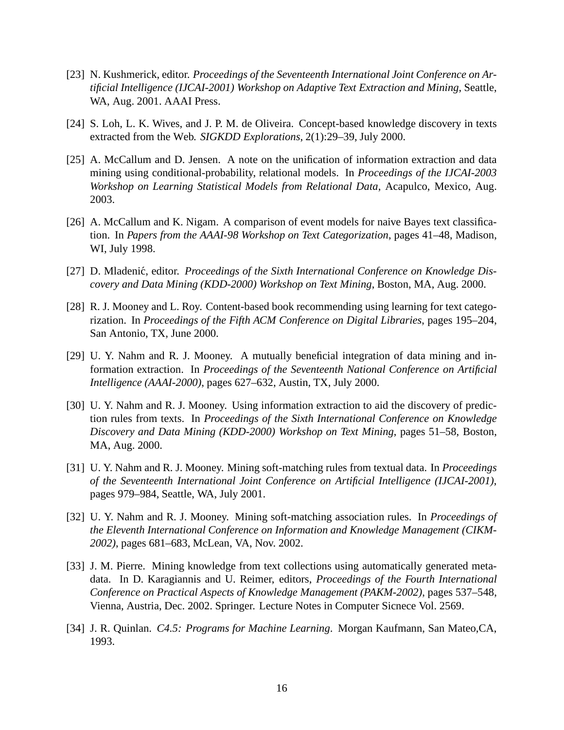[23] N. Kushmerick, editor. *Proceedings of the Seventeenth International Joint Conference on Artificial Intelligence (IJCAI-2001) Workshop on Adaptive Text Extraction and Mining*, Seattle, WA, Aug. 2001. AAAI Press.

[24] S. Loh, L. K. Wives, and J. P. M. de Oliveira. Concept-based knowledge discovery in texts extracted from the Web. *SIGKDD Explorations*, 2(1):29–39, July 2000.

[25] A. McCallum and D. Jensen. A note on the unification of information extraction and data mining using conditional-probability, relational models. In *Proceedings of the IJCAI-2003 Workshop on Learning Statistical Models from Relational Data*, Acapulco, Mexico, Aug. 2003.

[26] A. McCallum and K. Nigam. A comparison of event models for naive Bayes text classification. In *Papers from the AAAI-98 Workshop on Text Categorization*, pages 41–48, Madison, WI, July 1998.

[27] D. Mladenić, editor. *Proceedings of the Sixth International Conference on Knowledge Discovery and Data Mining (KDD-2000) Workshop on Text Mining*, Boston, MA, Aug. 2000.

[28] R. J. Mooney and L. Roy. Content-based book recommending using learning for text categorization. In *Proceedings of the Fifth ACM Conference on Digital Libraries*, pages 195–204, San Antonio, TX, June 2000.

[29] U. Y. Nahm and R. J. Mooney. A mutually beneficial integration of data mining and information extraction. In *Proceedings of the Seventeenth National Conference on Artificial Intelligence (AAAI-2000)*, pages 627–632, Austin, TX, July 2000.

[30] U. Y. Nahm and R. J. Mooney. Using information extraction to aid the discovery of prediction rules from texts. In *Proceedings of the Sixth International Conference on Knowledge Discovery and Data Mining (KDD-2000) Workshop on Text Mining*, pages 51–58, Boston, MA, Aug. 2000.

[31] U. Y. Nahm and R. J. Mooney. Mining soft-matching rules from textual data. In *Proceedings of the Seventeenth International Joint Conference on Artificial Intelligence (IJCAI-2001)*, pages 979–984, Seattle, WA, July 2001.

[32] U. Y. Nahm and R. J. Mooney. Mining soft-matching association rules. In *Proceedings of the Eleventh International Conference on Information and Knowledge Management (CIKM-2002)*, pages 681–683, McLean, VA, Nov. 2002.

[33] J. M. Pierre. Mining knowledge from text collections using automatically generated metadata. In D. Karagiannis and U. Reimer, editors, *Proceedings of the Fourth International Conference on Practical Aspects of Knowledge Management (PAKM-2002)*, pages 537–548, Vienna, Austria, Dec. 2002. Springer. Lecture Notes in Computer Sicnece Vol. 2569.

[34] J. R. Quinlan. *C4.5: Programs for Machine Learning*. Morgan Kaufmann, San Mateo,CA, 1993.